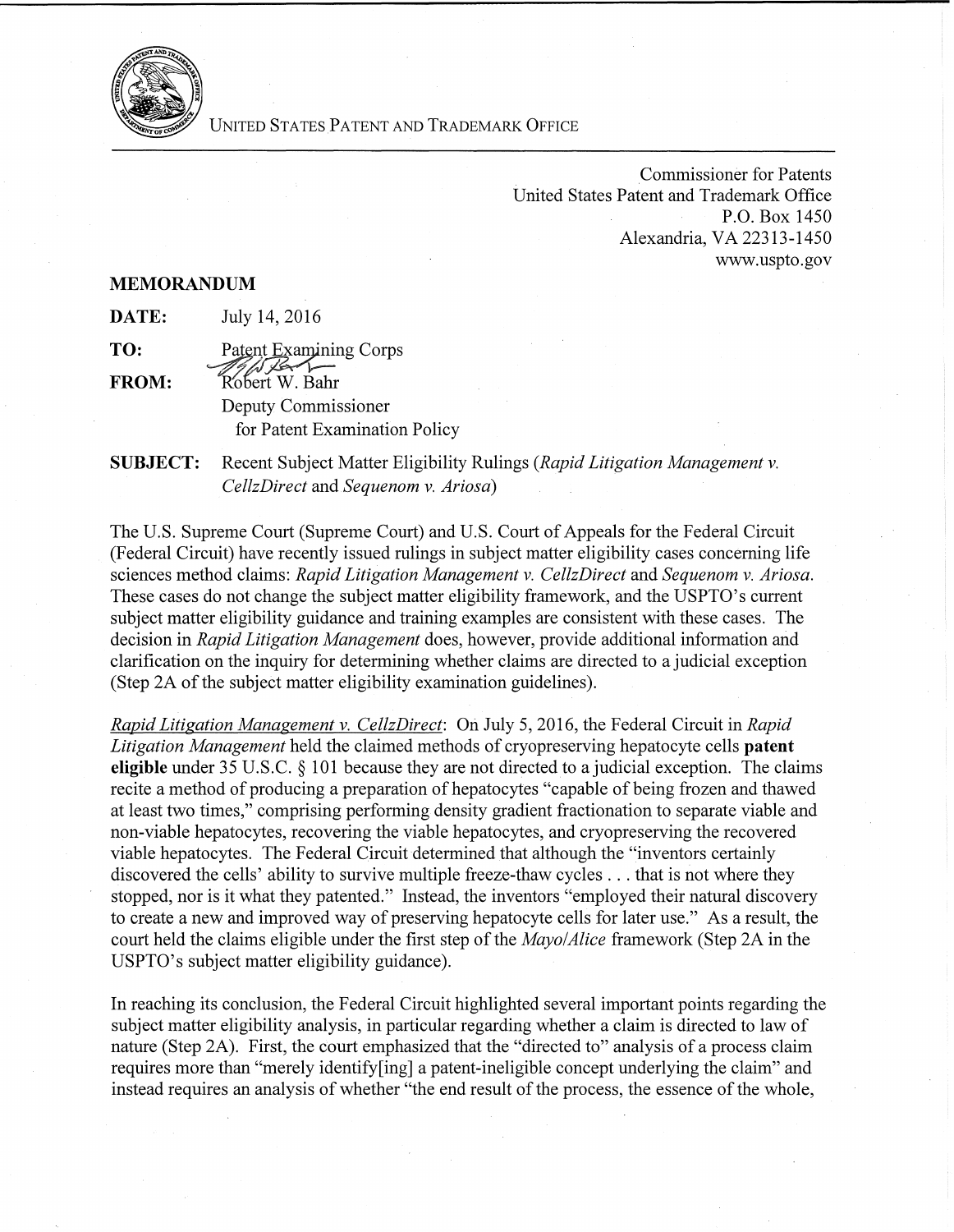UNITED STATES PATENT AND TRADEMARK OFFICE

Commissioner for Patents
United States Patent and Trademark Office
P.O. Box 1450
Alexandria, VA 22313-1450
www.uspto.gov

**MEMORANDUM**

**DATE:** July 14, 2016

**TO:** Patent Examining Corps

**FROM:** Robert W. Bahr
Deputy Commissioner
for Patent Examination Policy

**SUBJECT:** Recent Subject Matter Eligibility Rulings (*Rapid Litigation Management v. CellzDirect* and *Sequenom v. Ariosa*)

The U.S. Supreme Court (Supreme Court) and U.S. Court of Appeals for the Federal Circuit (Federal Circuit) have recently issued rulings in subject matter eligibility cases concerning life sciences method claims: *Rapid Litigation Management v. CellzDirect* and *Sequenom v. Ariosa*. These cases do not change the subject matter eligibility framework, and the USPTO's current subject matter eligibility guidance and training examples are consistent with these cases. The decision in *Rapid Litigation Management* does, however, provide additional information and clarification on the inquiry for determining whether claims are directed to a judicial exception (Step 2A of the subject matter eligibility examination guidelines).

*Rapid Litigation Management v. CellzDirect*: On July 5, 2016, the Federal Circuit in *Rapid Litigation Management* held the claimed methods of cryopreserving hepatocyte cells **patent eligible** under 35 U.S.C. § 101 because they are not directed to a judicial exception. The claims recite a method of producing a preparation of hepatocytes "capable of being frozen and thawed at least two times," comprising performing density gradient fractionation to separate viable and non-viable hepatocytes, recovering the viable hepatocytes, and cryopreserving the recovered viable hepatocytes. The Federal Circuit determined that although the "inventors certainly discovered the cells' ability to survive multiple freeze-thaw cycles . . . that is not where they stopped, nor is it what they patented." Instead, the inventors "employed their natural discovery to create a new and improved way of preserving hepatocyte cells for later use." As a result, the court held the claims eligible under the first step of the *Mayo/Alice* framework (Step 2A in the USPTO's subject matter eligibility guidance).

In reaching its conclusion, the Federal Circuit highlighted several important points regarding the subject matter eligibility analysis, in particular regarding whether a claim is directed to law of nature (Step 2A). First, the court emphasized that the "directed to" analysis of a process claim requires more than "merely identify[ing] a patent-ineligible concept underlying the claim" and instead requires an analysis of whether "the end result of the process, the essence of the whole,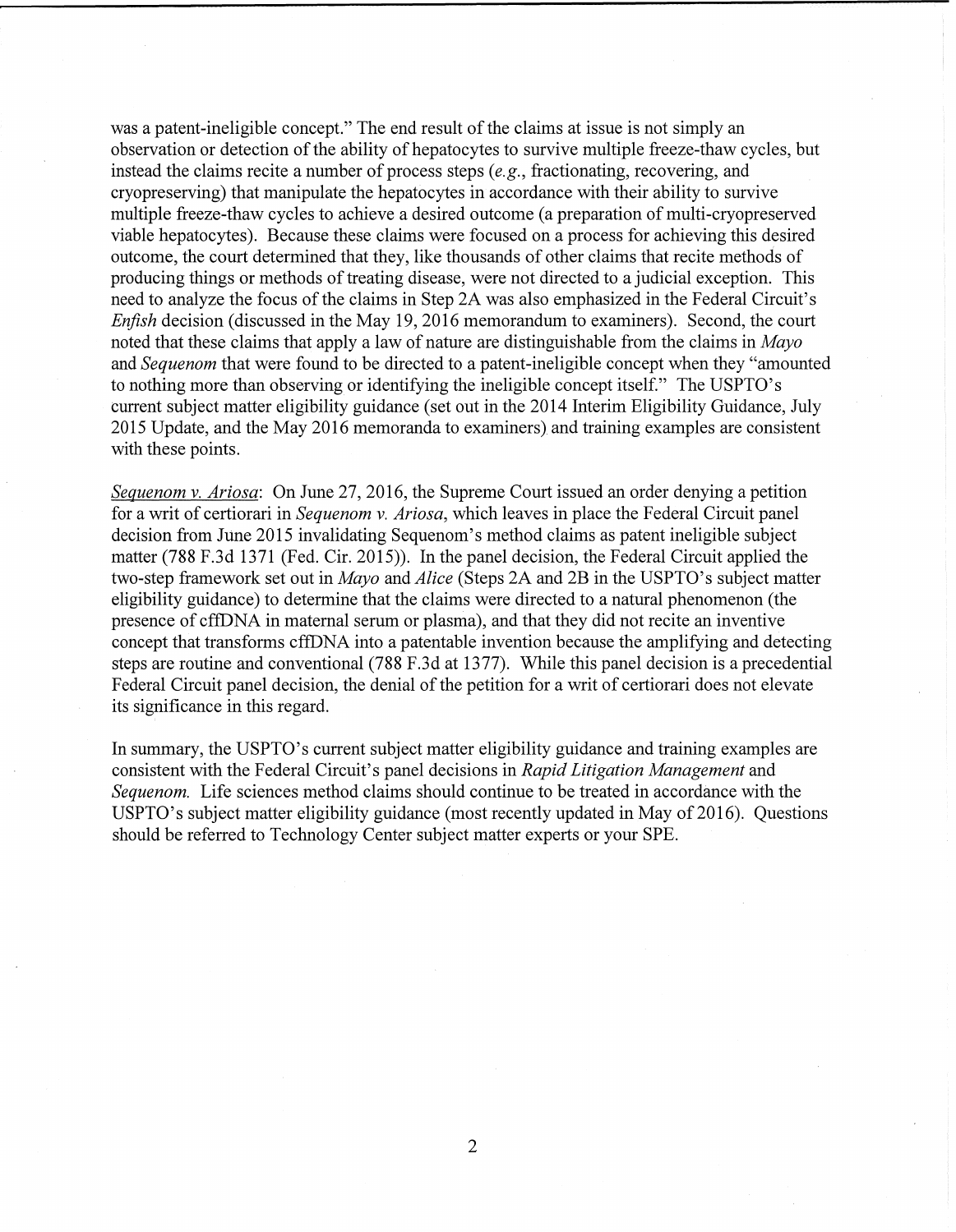was a patent-ineligible concept." The end result of the claims at issue is not simply an observation or detection of the ability of hepatocytes to survive multiple freeze-thaw cycles, but instead the claims recite a number of process steps (*e.g.*, fractionating, recovering, and cryopreserving) that manipulate the hepatocytes in accordance with their ability to survive multiple freeze-thaw cycles to achieve a desired outcome (a preparation of multi-cryopreserved viable hepatocytes). Because these claims were focused on a process for achieving this desired outcome, the court determined that they, like thousands of other claims that recite methods of producing things or methods of treating disease, were not directed to a judicial exception. This need to analyze the focus of the claims in Step 2A was also emphasized in the Federal Circuit's *Enfish* decision (discussed in the May 19, 2016 memorandum to examiners). Second, the court noted that these claims that apply a law of nature are distinguishable from the claims in *Mayo* and *Sequenom* that were found to be directed to a patent-ineligible concept when they "amounted to nothing more than observing or identifying the ineligible concept itself." The USPTO's current subject matter eligibility guidance (set out in the 2014 Interim Eligibility Guidance, July 2015 Update, and the May 2016 memoranda to examiners) and training examples are consistent with these points.

*Sequenom v. Ariosa*: On June 27, 2016, the Supreme Court issued an order denying a petition for a writ of certiorari in *Sequenom v. Ariosa*, which leaves in place the Federal Circuit panel decision from June 2015 invalidating Sequenom's method claims as patent ineligible subject matter (788 F.3d 1371 (Fed. Cir. 2015)). In the panel decision, the Federal Circuit applied the two-step framework set out in *Mayo* and *Alice* (Steps 2A and 2B in the USPTO's subject matter eligibility guidance) to determine that the claims were directed to a natural phenomenon (the presence of cffDNA in maternal serum or plasma), and that they did not recite an inventive concept that transforms cffDNA into a patentable invention because the amplifying and detecting steps are routine and conventional (788 F.3d at 1377). While this panel decision is a precedential Federal Circuit panel decision, the denial of the petition for a writ of certiorari does not elevate its significance in this regard.

In summary, the USPTO's current subject matter eligibility guidance and training examples are consistent with the Federal Circuit's panel decisions in *Rapid Litigation Management* and *Sequenom.* Life sciences method claims should continue to be treated in accordance with the USPTO's subject matter eligibility guidance (most recently updated in May of 2016). Questions should be referred to Technology Center subject matter experts or your SPE.